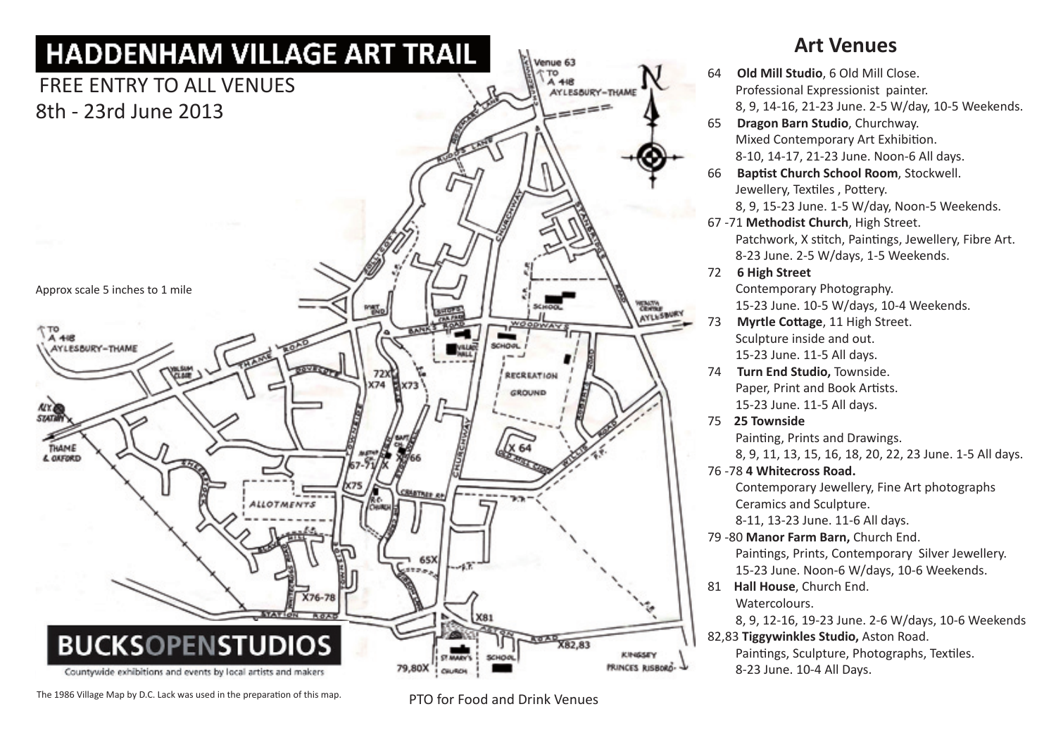# HADDENHAM VILLAGE ART TRAIL

FREE ENTRY TO ALL VENUES

8th - 23rd June 2013

Approx scale 5 inches to 1 mile

**BUCKSOPENSTUDIOS**

Countywide exhibitions and events by local artists and makers

The 1986 Village Map by D.C. Lack was used in the preparation of this map.

## Art Venues

64 **Old Mill Studio**, 6 Old Mill Close.
Professional Expressionist painter.
8, 9, 14-16, 21-23 June. 2-5 W/day, 10-5 Weekends.

65 **Dragon Barn Studio**, Churchway.
Mixed Contemporary Art Exhibition.
8-10, 14-17, 21-23 June. Noon-6 All days.

66 **Baptist Church School Room**, Stockwell.
Jewellery, Textiles , Pottery.
8, 9, 15-23 June. 1-5 W/day, Noon-5 Weekends.

67 -71 **Methodist Church**, High Street.
Patchwork, X stitch, Paintings, Jewellery, Fibre Art.
8-23 June. 2-5 W/days, 1-5 Weekends.

72 **6 High Street**
Contemporary Photography.
15-23 June. 10-5 W/days, 10-4 Weekends.

73 **Myrtle Cottage**, 11 High Street.
Sculpture inside and out.
15-23 June. 11-5 All days.

74 **Turn End Studio,** Townside.
Paper, Print and Book Artists.
15-23 June. 11-5 All days.

75 **25 Townside**
Painting, Prints and Drawings.
8, 9, 11, 13, 15, 16, 18, 20, 22, 23 June. 1-5 All days.

76 -78 **4 Whitecross Road.**
Contemporary Jewellery, Fine Art photographs
Ceramics and Sculpture.
8-11, 13-23 June. 11-6 All days.

79 -80 **Manor Farm Barn,** Church End.
Paintings, Prints, Contemporary Silver Jewellery.
15-23 June. Noon-6 W/days, 10-6 Weekends.

81 **Hall House**, Church End.
Watercolours.
8, 9, 12-16, 19-23 June. 2-6 W/days, 10-6 Weekends

82,83 **Tiggywinkles Studio,** Aston Road.
Paintings, Sculpture, Photographs, Textiles.
8-23 June. 10-4 All Days.

PTO for Food and Drink Venues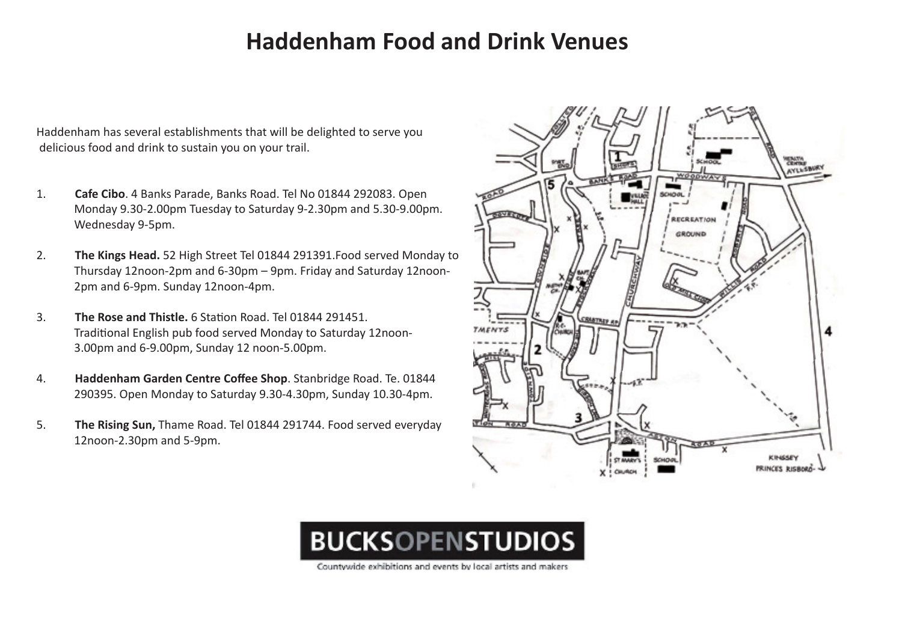# Haddenham Food and Drink Venues

Haddenham has several establishments that will be delighted to serve you delicious food and drink to sustain you on your trail.

1. **Cafe Cibo**. 4 Banks Parade, Banks Road. Tel No 01844 292083. Open Monday 9.30-2.00pm Tuesday to Saturday 9-2.30pm and 5.30-9.00pm. Wednesday 9-5pm.

2. **The Kings Head.** 52 High Street Tel 01844 291391.Food served Monday to Thursday 12noon-2pm and 6-30pm – 9pm. Friday and Saturday 12noon-2pm and 6-9pm. Sunday 12noon-4pm.

3. **The Rose and Thistle.** 6 Station Road. Tel 01844 291451. Traditional English pub food served Monday to Saturday 12noon-3.00pm and 6-9.00pm, Sunday 12 noon-5.00pm.

4. **Haddenham Garden Centre Coffee Shop**. Stanbridge Road. Te. 01844 290395. Open Monday to Saturday 9.30-4.30pm, Sunday 10.30-4pm.

5. **The Rising Sun,** Thame Road. Tel 01844 291744. Food served everyday 12noon-2.30pm and 5-9pm.

BUCKSOPENSTUDIOS

Countywide exhibitions and events by local artists and makers